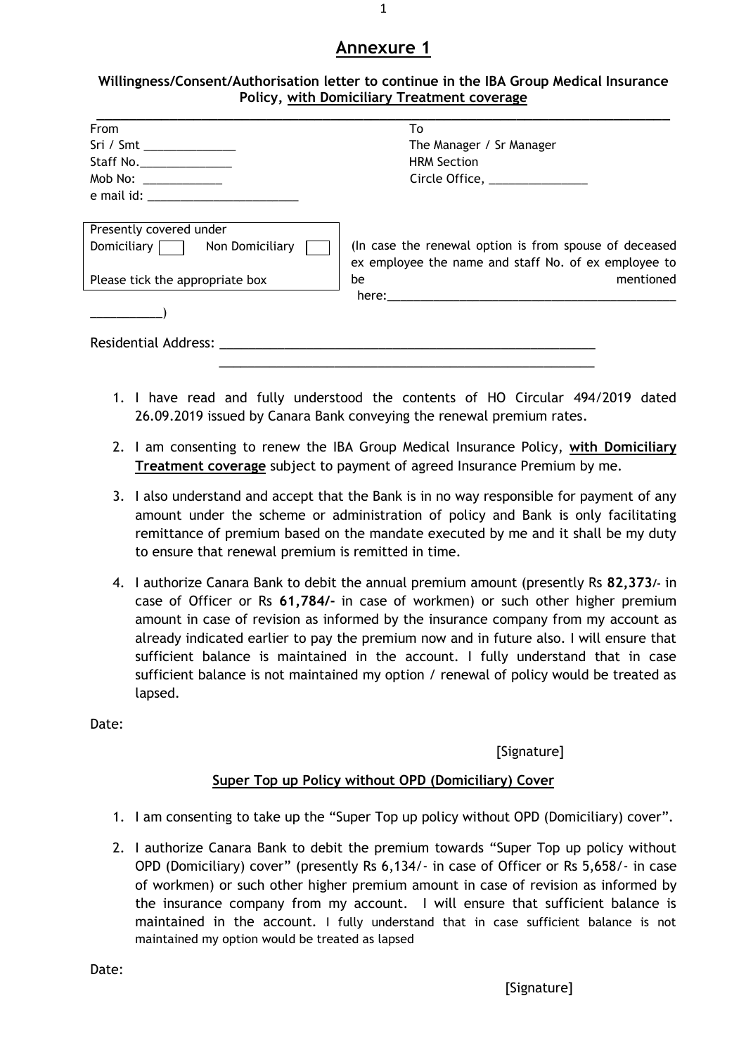# Annexure 1

**Willingness/Consent/Authorisation letter to continue in the IBA Group Medical Insurance Policy, with Domiciliary Treatment coverage**

| From | To |
|---|---|
| Sri / Smt _____________ | The Manager / Sr Manager |
| Staff No.____________ | HRM Section |
| Mob No: ___________ | Circle Office, ______________ |
| e mail id: ______________________ | |

| Presently covered under |
|---|
| Domiciliary ☐ Non Domiciliary ☐ |
| Please tick the appropriate box |

(In case the renewal option is from spouse of deceased ex employee the name and staff No. of ex employee to be mentioned here:___________________________________________ __________)

Residential Address: ______________________________________________________
______________________________________________________

1. I have read and fully understood the contents of HO Circular 494/2019 dated 26.09.2019 issued by Canara Bank conveying the renewal premium rates.
2. I am consenting to renew the IBA Group Medical Insurance Policy, **with Domiciliary Treatment coverage** subject to payment of agreed Insurance Premium by me.
3. I also understand and accept that the Bank is in no way responsible for payment of any amount under the scheme or administration of policy and Bank is only facilitating remittance of premium based on the mandate executed by me and it shall be my duty to ensure that renewal premium is remitted in time.
4. I authorize Canara Bank to debit the annual premium amount (presently Rs **82,373/-** in case of Officer or Rs **61,784/-** in case of workmen) or such other higher premium amount in case of revision as informed by the insurance company from my account as already indicated earlier to pay the premium now and in future also. I will ensure that sufficient balance is maintained in the account. I fully understand that in case sufficient balance is not maintained my option / renewal of policy would be treated as lapsed.

Date:

[Signature]

## Super Top up Policy without OPD (Domiciliary) Cover

1. I am consenting to take up the "Super Top up policy without OPD (Domiciliary) cover".
2. I authorize Canara Bank to debit the premium towards "Super Top up policy without OPD (Domiciliary) cover" (presently Rs 6,134/- in case of Officer or Rs 5,658/- in case of workmen) or such other higher premium amount in case of revision as informed by the insurance company from my account. I will ensure that sufficient balance is maintained in the account. I fully understand that in case sufficient balance is not maintained my option would be treated as lapsed

Date:

[Signature]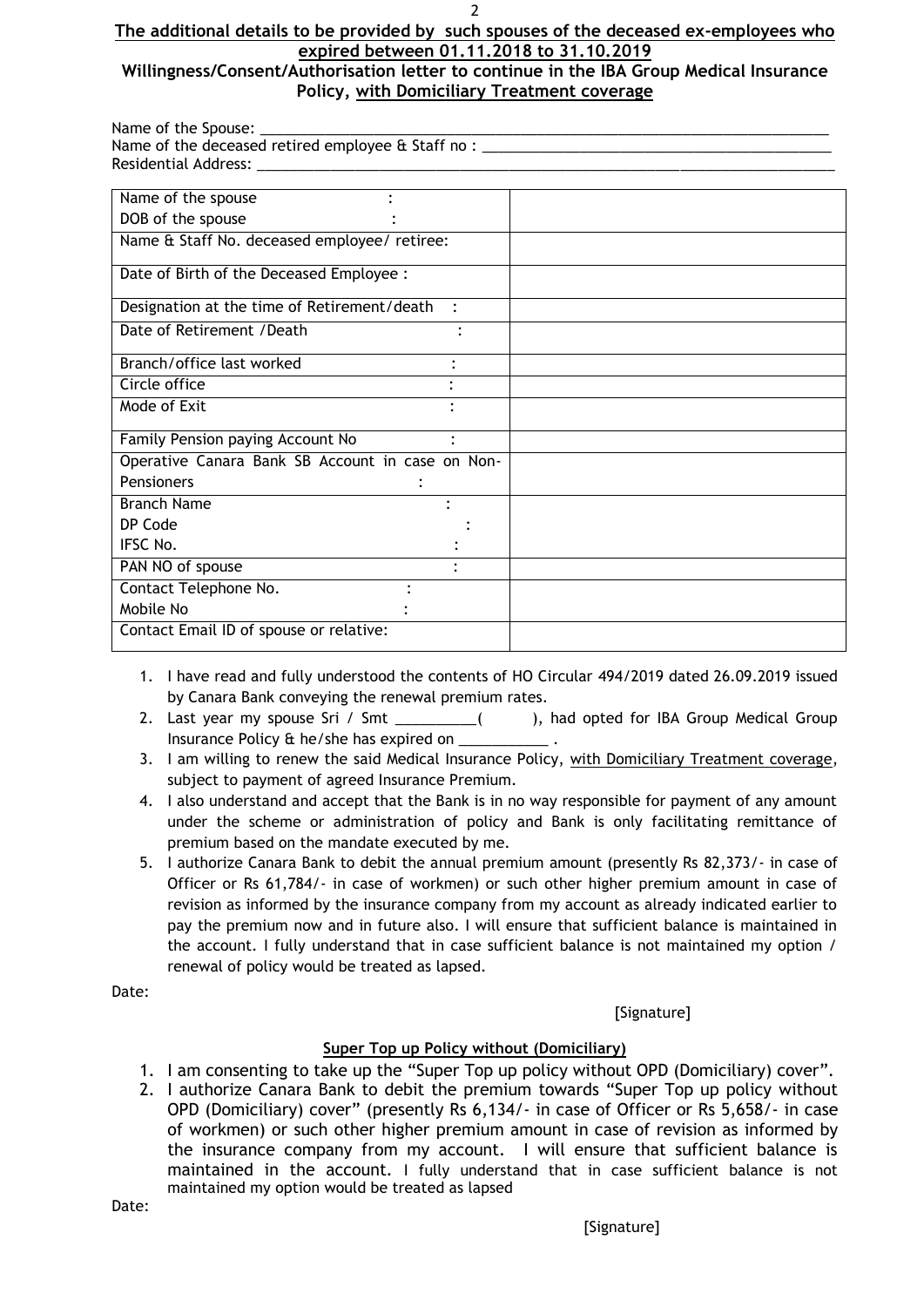**The additional details to be provided by such spouses of the deceased ex-employees who expired between 01.11.2018 to 31.10.2019**

**Willingness/Consent/Authorisation letter to continue in the IBA Group Medical Insurance Policy, with Domiciliary Treatment coverage**

Name of the Spouse: ___________________________________________

Name of the deceased retired employee & Staff no : _________________________

Residential Address: ___________________________________________

| | |
|---|---|
| Name of the spouse :<br>DOB of the spouse : | |
| Name & Staff No. deceased employee/ retiree: | |
| Date of Birth of the Deceased Employee : | |
| Designation at the time of Retirement/death : | |
| Date of Retirement /Death : | |
| Branch/office last worked : | |
| Circle office : | |
| Mode of Exit : | |
| Family Pension paying Account No : | |
| Operative Canara Bank SB Account in case on Non-Pensioners : | |
| Branch Name :<br>DP Code :<br>IFSC No. : | |
| PAN NO of spouse : | |
| Contact Telephone No. :<br>Mobile No : | |
| Contact Email ID of spouse or relative: | |

1. I have read and fully understood the contents of HO Circular 494/2019 dated 26.09.2019 issued by Canara Bank conveying the renewal premium rates.
2. Last year my spouse Sri / Smt __________( ), had opted for IBA Group Medical Group Insurance Policy & he/she has expired on ___________ .
3. I am willing to renew the said Medical Insurance Policy, with Domiciliary Treatment coverage, subject to payment of agreed Insurance Premium.
4. I also understand and accept that the Bank is in no way responsible for payment of any amount under the scheme or administration of policy and Bank is only facilitating remittance of premium based on the mandate executed by me.
5. I authorize Canara Bank to debit the annual premium amount (presently Rs 82,373/- in case of Officer or Rs 61,784/- in case of workmen) or such other higher premium amount in case of revision as informed by the insurance company from my account as already indicated earlier to pay the premium now and in future also. I will ensure that sufficient balance is maintained in the account. I fully understand that in case sufficient balance is not maintained my option / renewal of policy would be treated as lapsed.

Date:

[Signature]

**Super Top up Policy without (Domiciliary)**

1. I am consenting to take up the "Super Top up policy without OPD (Domiciliary) cover".
2. I authorize Canara Bank to debit the premium towards "Super Top up policy without OPD (Domiciliary) cover" (presently Rs 6,134/- in case of Officer or Rs 5,658/- in case of workmen) or such other higher premium amount in case of revision as informed by the insurance company from my account. I will ensure that sufficient balance is maintained in the account. I fully understand that in case sufficient balance is not maintained my option would be treated as lapsed

Date:

[Signature]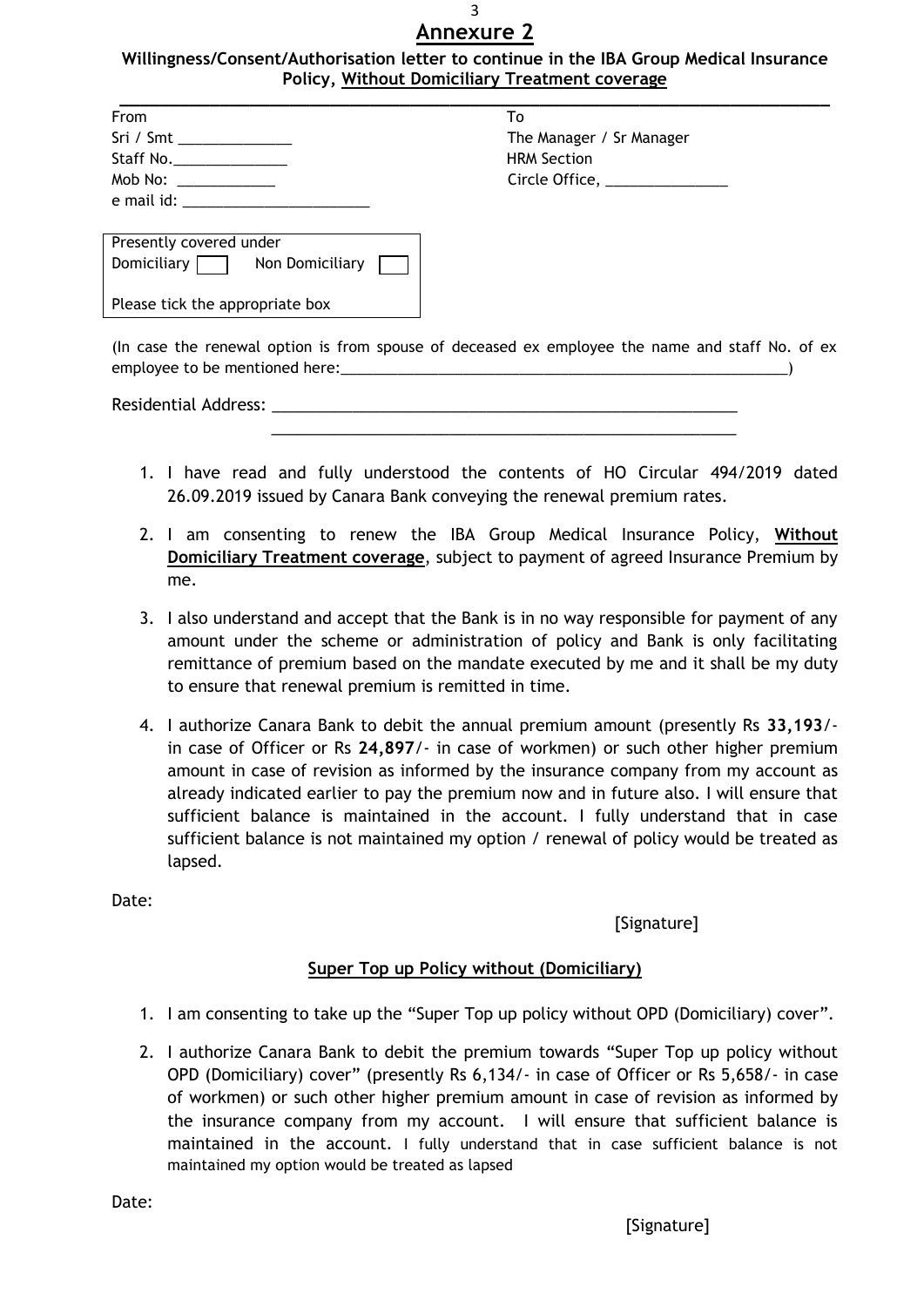# Annexure 2

### Willingness/Consent/Authorisation letter to continue in the IBA Group Medical Insurance Policy, <u>Without Domiciliary Treatment coverage</u>

| From | To |
|---|---|
| Sri / Smt ______________ | The Manager / Sr Manager |
| Staff No.______________ | HRM Section |
| Mob No: ____________ | Circle Office, _______________ |
| e mail id: ________________________ | |

Presently covered under
Domiciliary ☐ Non Domiciliary ☐

Please tick the appropriate box

(In case the renewal option is from spouse of deceased ex employee the name and staff No. of ex employee to be mentioned here:________________________________________________________)

Residential Address: ________________________________________________________
________________________________________________________

1. I have read and fully understood the contents of HO Circular 494/2019 dated 26.09.2019 issued by Canara Bank conveying the renewal premium rates.
2. I am consenting to renew the IBA Group Medical Insurance Policy, **Without Domiciliary Treatment coverage**, subject to payment of agreed Insurance Premium by me.
3. I also understand and accept that the Bank is in no way responsible for payment of any amount under the scheme or administration of policy and Bank is only facilitating remittance of premium based on the mandate executed by me and it shall be my duty to ensure that renewal premium is remitted in time.
4. I authorize Canara Bank to debit the annual premium amount (presently Rs **33,193**/- in case of Officer or Rs **24,897**/- in case of workmen) or such other higher premium amount in case of revision as informed by the insurance company from my account as already indicated earlier to pay the premium now and in future also. I will ensure that sufficient balance is maintained in the account. I fully understand that in case sufficient balance is not maintained my option / renewal of policy would be treated as lapsed.

Date:

[Signature]

### Super Top up Policy without (Domiciliary)

1. I am consenting to take up the "Super Top up policy without OPD (Domiciliary) cover".
2. I authorize Canara Bank to debit the premium towards "Super Top up policy without OPD (Domiciliary) cover" (presently Rs 6,134/- in case of Officer or Rs 5,658/- in case of workmen) or such other higher premium amount in case of revision as informed by the insurance company from my account. I will ensure that sufficient balance is maintained in the account. I fully understand that in case sufficient balance is not maintained my option would be treated as lapsed

Date:

[Signature]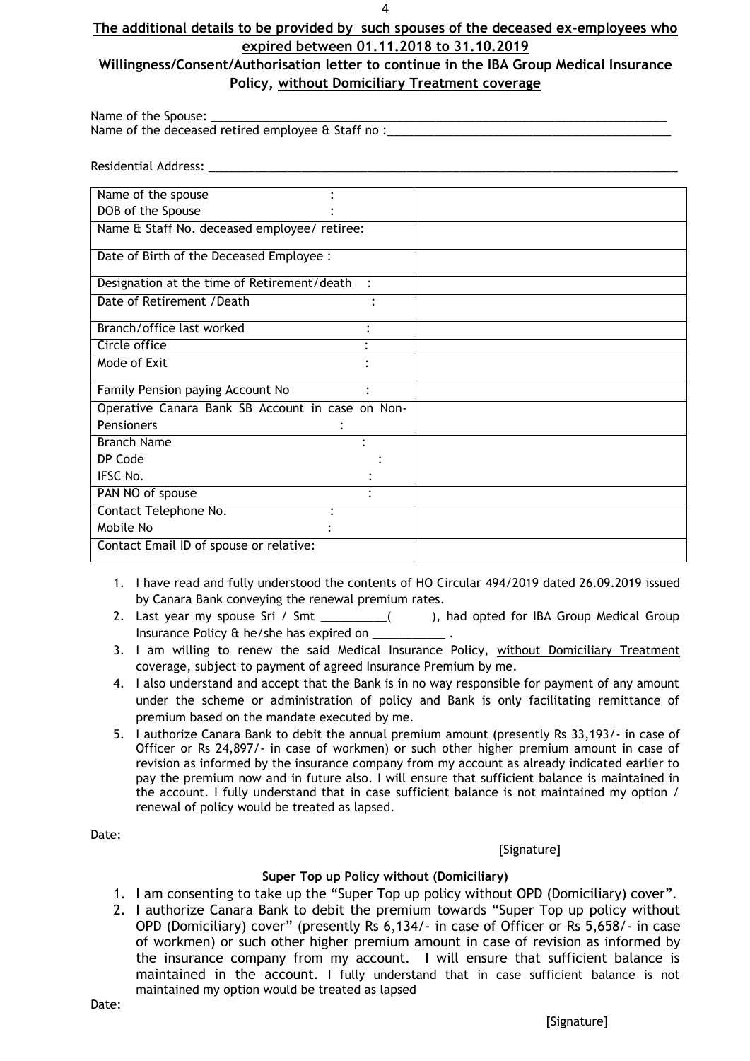## **The additional details to be provided by such spouses of the deceased ex-employees who expired between 01.11.2018 to 31.10.2019**

## **Willingness/Consent/Authorisation letter to continue in the IBA Group Medical Insurance Policy, without Domiciliary Treatment coverage**

Name of the Spouse: ___________________________________________________________________________

Name of the deceased retired employee & Staff no :___________________________________________

Residential Address: ___________________________________________________________________________

| | |
|---|---|
| Name of the spouse :<br>DOB of the Spouse : | |
| Name & Staff No. deceased employee/ retiree: | |
| Date of Birth of the Deceased Employee : | |
| Designation at the time of Retirement/death : | |
| Date of Retirement /Death : | |
| Branch/office last worked : | |
| Circle office : | |
| Mode of Exit : | |
| Family Pension paying Account No : | |
| Operative Canara Bank SB Account in case on Non-Pensioners : | |
| Branch Name :<br>DP Code :<br>IFSC No. : | |
| PAN NO of spouse : | |
| Contact Telephone No. :<br>Mobile No : | |
| Contact Email ID of spouse or relative: | |

1. I have read and fully understood the contents of HO Circular 494/2019 dated 26.09.2019 issued by Canara Bank conveying the renewal premium rates.
2. Last year my spouse Sri / Smt __________(        ), had opted for IBA Group Medical Group Insurance Policy & he/she has expired on ___________ .
3. I am willing to renew the said Medical Insurance Policy, <u>without Domiciliary Treatment coverage</u>, subject to payment of agreed Insurance Premium by me.
4. I also understand and accept that the Bank is in no way responsible for payment of any amount under the scheme or administration of policy and Bank is only facilitating remittance of premium based on the mandate executed by me.
5. I authorize Canara Bank to debit the annual premium amount (presently Rs 33,193/- in case of Officer or Rs 24,897/- in case of workmen) or such other higher premium amount in case of revision as informed by the insurance company from my account as already indicated earlier to pay the premium now and in future also. I will ensure that sufficient balance is maintained in the account. I fully understand that in case sufficient balance is not maintained my option / renewal of policy would be treated as lapsed.

Date:

[Signature]

### **Super Top up Policy without (Domiciliary)**

1. I am consenting to take up the "Super Top up policy without OPD (Domiciliary) cover".
2. I authorize Canara Bank to debit the premium towards "Super Top up policy without OPD (Domiciliary) cover" (presently Rs 6,134/- in case of Officer or Rs 5,658/- in case of workmen) or such other higher premium amount in case of revision as informed by the insurance company from my account. I will ensure that sufficient balance is maintained in the account. I fully understand that in case sufficient balance is not maintained my option would be treated as lapsed

Date:

[Signature]